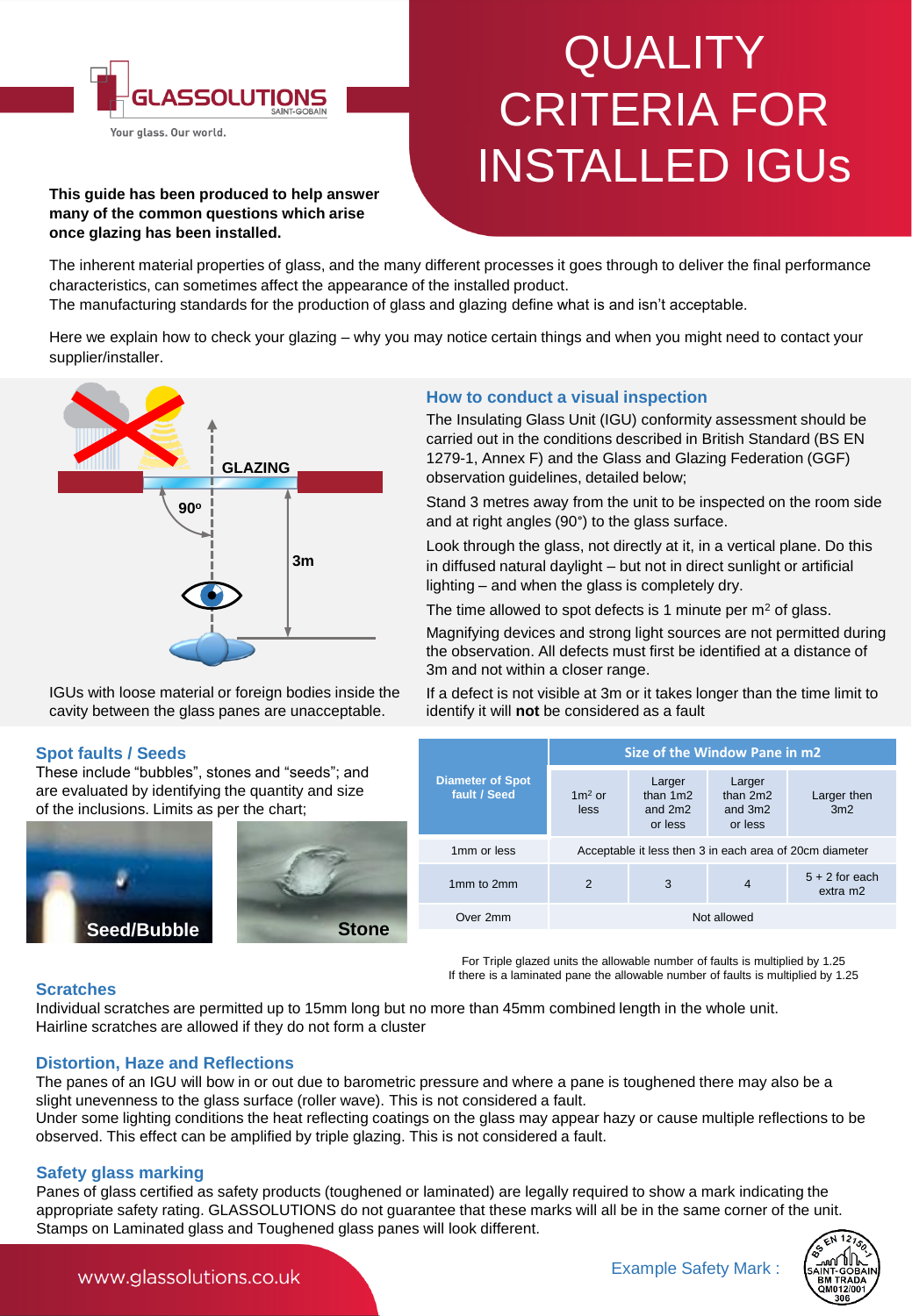# QUALITY CRITERIA FOR INSTALLED IGUs

GLASSOLUTIONS SAINT-GOBAIN

Your glass. Our world.

**This guide has been produced to help answer many of the common questions which arise once glazing has been installed.**

The inherent material properties of glass, and the many different processes it goes through to deliver the final performance characteristics, can sometimes affect the appearance of the installed product.
The manufacturing standards for the production of glass and glazing define what is and isn't acceptable.

Here we explain how to check your glazing – why you may notice certain things and when you might need to contact your supplier/installer.

GLAZING

90º

3m

IGUs with loose material or foreign bodies inside the cavity between the glass panes are unacceptable.

## How to conduct a visual inspection

The Insulating Glass Unit (IGU) conformity assessment should be carried out in the conditions described in British Standard (BS EN 1279-1, Annex F) and the Glass and Glazing Federation (GGF) observation guidelines, detailed below;

Stand 3 metres away from the unit to be inspected on the room side and at right angles (90°) to the glass surface.

Look through the glass, not directly at it, in a vertical plane. Do this in diffused natural daylight – but not in direct sunlight or artificial lighting – and when the glass is completely dry.

The time allowed to spot defects is 1 minute per $m^2$ of glass.

Magnifying devices and strong light sources are not permitted during the observation. All defects must first be identified at a distance of 3m and not within a closer range.

If a defect is not visible at 3m or it takes longer than the time limit to identify it will **not** be considered as a fault

## Spot faults / Seeds

These include "bubbles", stones and "seeds"; and are evaluated by identifying the quantity and size of the inclusions. Limits as per the chart;

Seed/Bubble

Stone

| Diameter of Spot fault / Seed | Size of the Window Pane in m2 | | | |
|---|---|---|---|---|
| | $1m^2$ or less | Larger than 1m2 and 2m2 or less | Larger than 2m2 and 3m2 or less | Larger then 3m2 |
| 1mm or less | Acceptable it less then 3 in each area of 20cm diameter | | | |
| 1mm to 2mm | 2 | 3 | 4 | 5 + 2 for each extra m2 |
| Over 2mm | Not allowed | | | |

For Triple glazed units the allowable number of faults is multiplied by 1.25
If there is a laminated pane the allowable number of faults is multiplied by 1.25

## Scratches

Individual scratches are permitted up to 15mm long but no more than 45mm combined length in the whole unit.
Hairline scratches are allowed if they do not form a cluster

## Distortion, Haze and Reflections

The panes of an IGU will bow in or out due to barometric pressure and where a pane is toughened there may also be a slight unevenness to the glass surface (roller wave). This is not considered a fault.
Under some lighting conditions the heat reflecting coatings on the glass may appear hazy or cause multiple reflections to be observed. This effect can be amplified by triple glazing. This is not considered a fault.

## Safety glass marking

Panes of glass certified as safety products (toughened or laminated) are legally required to show a mark indicating the appropriate safety rating. GLASSOLUTIONS do not guarantee that these marks will all be in the same corner of the unit.
Stamps on Laminated glass and Toughened glass panes will look different.

Example Safety Mark :

BS EN 12150-1 SAINT-GOBAIN BM TRADA QM012/001 306

www.glassolutions.co.uk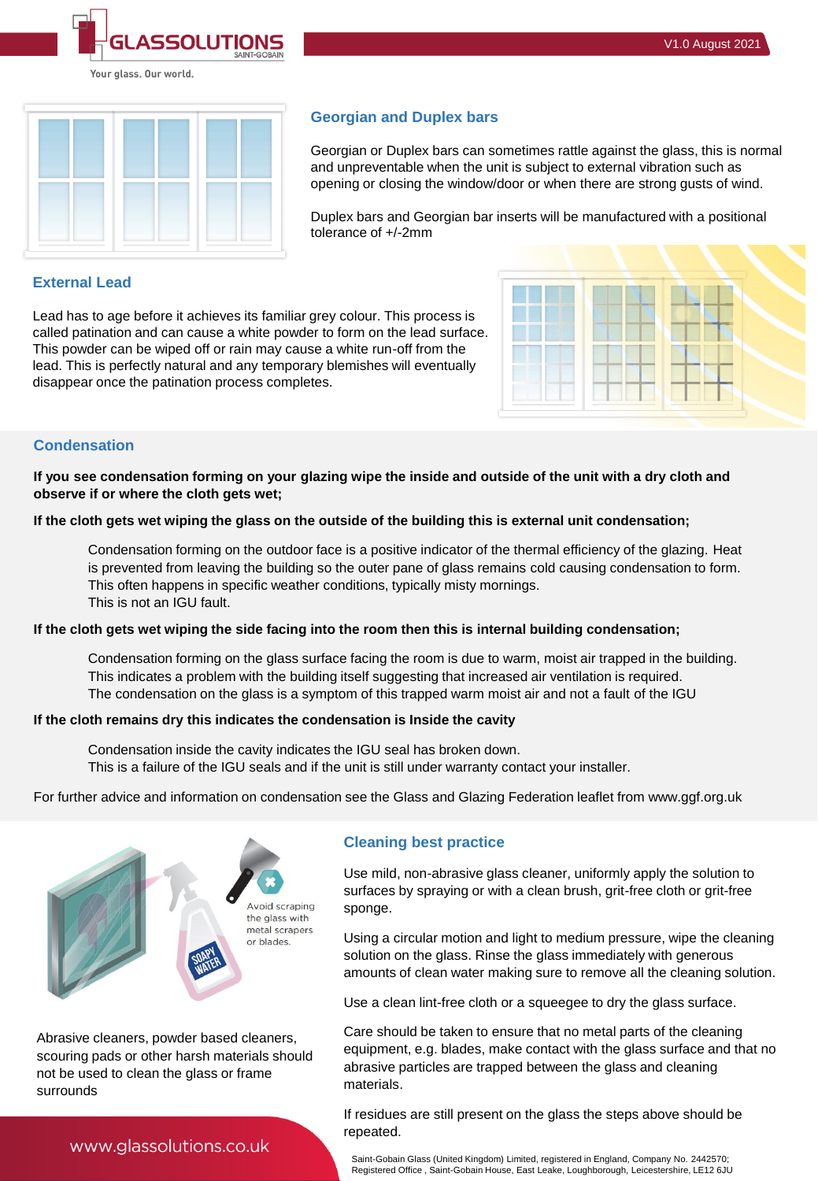## Georgian and Duplex bars

Georgian or Duplex bars can sometimes rattle against the glass, this is normal and unpreventable when the unit is subject to external vibration such as opening or closing the window/door or when there are strong gusts of wind.

Duplex bars and Georgian bar inserts will be manufactured with a positional tolerance of +/-2mm

## External Lead

Lead has to age before it achieves its familiar grey colour. This process is called patination and can cause a white powder to form on the lead surface. This powder can be wiped off or rain may cause a white run-off from the lead. This is perfectly natural and any temporary blemishes will eventually disappear once the patination process completes.

## Condensation

**If you see condensation forming on your glazing wipe the inside and outside of the unit with a dry cloth and observe if or where the cloth gets wet;**

**If the cloth gets wet wiping the glass on the outside of the building this is external unit condensation;**

Condensation forming on the outdoor face is a positive indicator of the thermal efficiency of the glazing. Heat is prevented from leaving the building so the outer pane of glass remains cold causing condensation to form. This often happens in specific weather conditions, typically misty mornings.
This is not an IGU fault.

**If the cloth gets wet wiping the side facing into the room then this is internal building condensation;**

Condensation forming on the glass surface facing the room is due to warm, moist air trapped in the building. This indicates a problem with the building itself suggesting that increased air ventilation is required.
The condensation on the glass is a symptom of this trapped warm moist air and not a fault of the IGU

**If the cloth remains dry this indicates the condensation is Inside the cavity**

Condensation inside the cavity indicates the IGU seal has broken down.
This is a failure of the IGU seals and if the unit is still under warranty contact your installer.

For further advice and information on condensation see the Glass and Glazing Federation leaflet from www.ggf.org.uk

Avoid scraping the glass with metal scrapers or blades.

Abrasive cleaners, powder based cleaners, scouring pads or other harsh materials should not be used to clean the glass or frame surrounds

## Cleaning best practice

Use mild, non-abrasive glass cleaner, uniformly apply the solution to surfaces by spraying or with a clean brush, grit-free cloth or grit-free sponge.

Using a circular motion and light to medium pressure, wipe the cleaning solution on the glass. Rinse the glass immediately with generous amounts of clean water making sure to remove all the cleaning solution.

Use a clean lint-free cloth or a squeegee to dry the glass surface.

Care should be taken to ensure that no metal parts of the cleaning equipment, e.g. blades, make contact with the glass surface and that no abrasive particles are trapped between the glass and cleaning materials.

If residues are still present on the glass the steps above should be repeated.

www.glassolutions.co.uk

Saint-Gobain Glass (United Kingdom) Limited, registered in England, Company No. 2442570; Registered Office , Saint-Gobain House, East Leake, Loughborough, Leicestershire, LE12 6JU